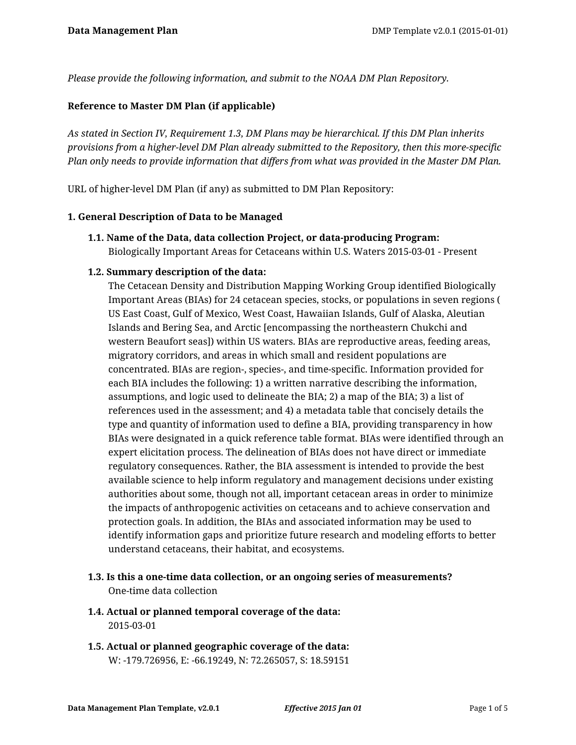*Please provide the following information, and submit to the NOAA DM Plan Repository.*

**Reference to Master DM Plan (if applicable)**

*As stated in Section IV, Requirement 1.3, DM Plans may be hierarchical. If this DM Plan inherits provisions from a higher-level DM Plan already submitted to the Repository, then this more-specific Plan only needs to provide information that differs from what was provided in the Master DM Plan.*

URL of higher-level DM Plan (if any) as submitted to DM Plan Repository:

**1. General Description of Data to be Managed**

**1.1. Name of the Data, data collection Project, or data-producing Program:**
Biologically Important Areas for Cetaceans within U.S. Waters 2015-03-01 - Present

**1.2. Summary description of the data:**
The Cetacean Density and Distribution Mapping Working Group identified Biologically Important Areas (BIAs) for 24 cetacean species, stocks, or populations in seven regions ( US East Coast, Gulf of Mexico, West Coast, Hawaiian Islands, Gulf of Alaska, Aleutian Islands and Bering Sea, and Arctic [encompassing the northeastern Chukchi and western Beaufort seas]) within US waters. BIAs are reproductive areas, feeding areas, migratory corridors, and areas in which small and resident populations are concentrated. BIAs are region-, species-, and time-specific. Information provided for each BIA includes the following: 1) a written narrative describing the information, assumptions, and logic used to delineate the BIA; 2) a map of the BIA; 3) a list of references used in the assessment; and 4) a metadata table that concisely details the type and quantity of information used to define a BIA, providing transparency in how BIAs were designated in a quick reference table format. BIAs were identified through an expert elicitation process. The delineation of BIAs does not have direct or immediate regulatory consequences. Rather, the BIA assessment is intended to provide the best available science to help inform regulatory and management decisions under existing authorities about some, though not all, important cetacean areas in order to minimize the impacts of anthropogenic activities on cetaceans and to achieve conservation and protection goals. In addition, the BIAs and associated information may be used to identify information gaps and prioritize future research and modeling efforts to better understand cetaceans, their habitat, and ecosystems.

**1.3. Is this a one-time data collection, or an ongoing series of measurements?**
One-time data collection

**1.4. Actual or planned temporal coverage of the data:**
2015-03-01

**1.5. Actual or planned geographic coverage of the data:**
W: -179.726956, E: -66.19249, N: 72.265057, S: 18.59151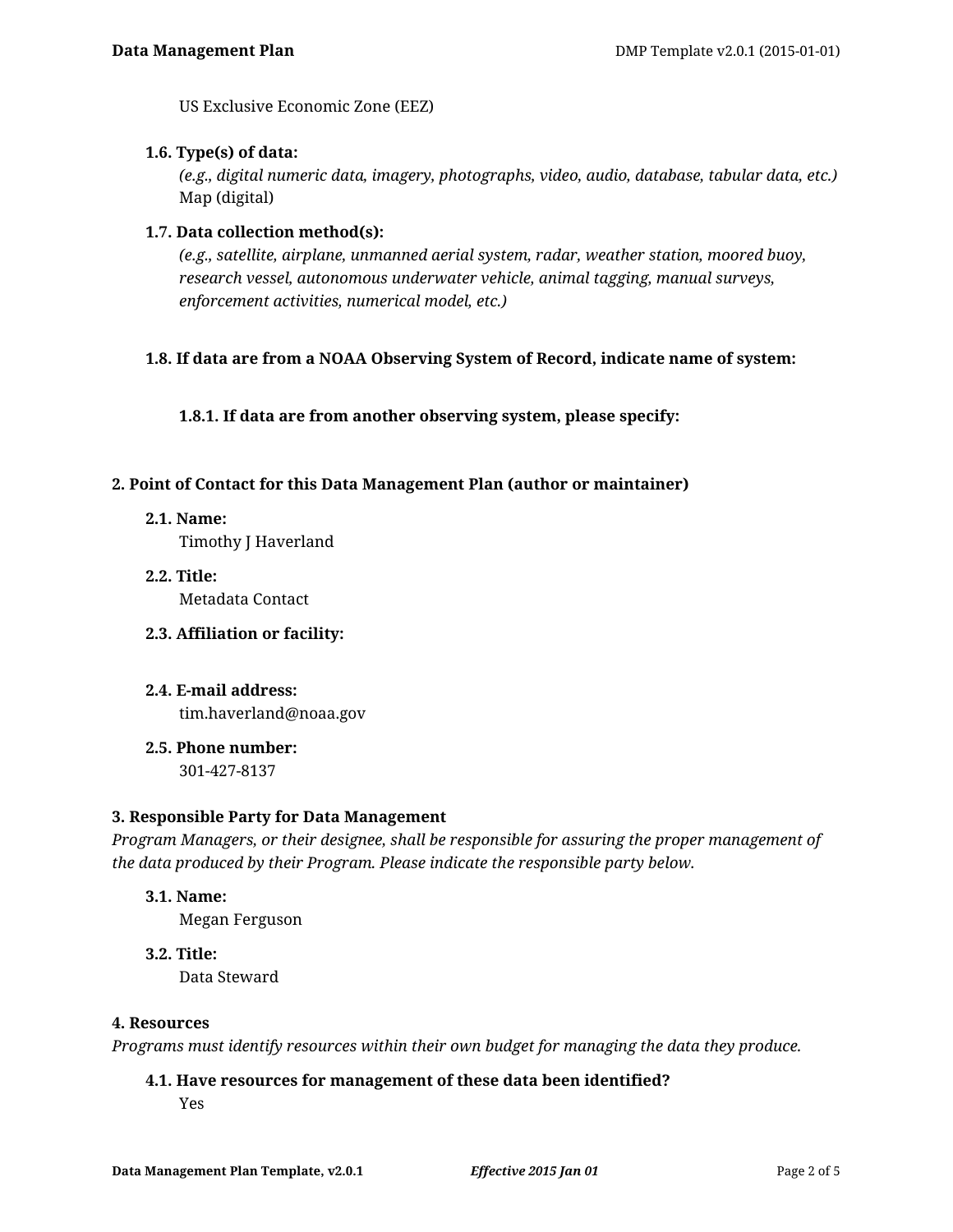US Exclusive Economic Zone (EEZ)

**1.6. Type(s) of data:**

*(e.g., digital numeric data, imagery, photographs, video, audio, database, tabular data, etc.)*

Map (digital)

**1.7. Data collection method(s):**

*(e.g., satellite, airplane, unmanned aerial system, radar, weather station, moored buoy, research vessel, autonomous underwater vehicle, animal tagging, manual surveys, enforcement activities, numerical model, etc.)*

**1.8. If data are from a NOAA Observing System of Record, indicate name of system:**

**1.8.1. If data are from another observing system, please specify:**

## 2. Point of Contact for this Data Management Plan (author or maintainer)

**2.1. Name:**

Timothy J Haverland

**2.2. Title:**

Metadata Contact

**2.3. Affiliation or facility:**

**2.4. E-mail address:**

tim.haverland@noaa.gov

**2.5. Phone number:**

301-427-8137

## 3. Responsible Party for Data Management

*Program Managers, or their designee, shall be responsible for assuring the proper management of the data produced by their Program. Please indicate the responsible party below.*

**3.1. Name:**

Megan Ferguson

**3.2. Title:**

Data Steward

## 4. Resources

*Programs must identify resources within their own budget for managing the data they produce.*

**4.1. Have resources for management of these data been identified?**

Yes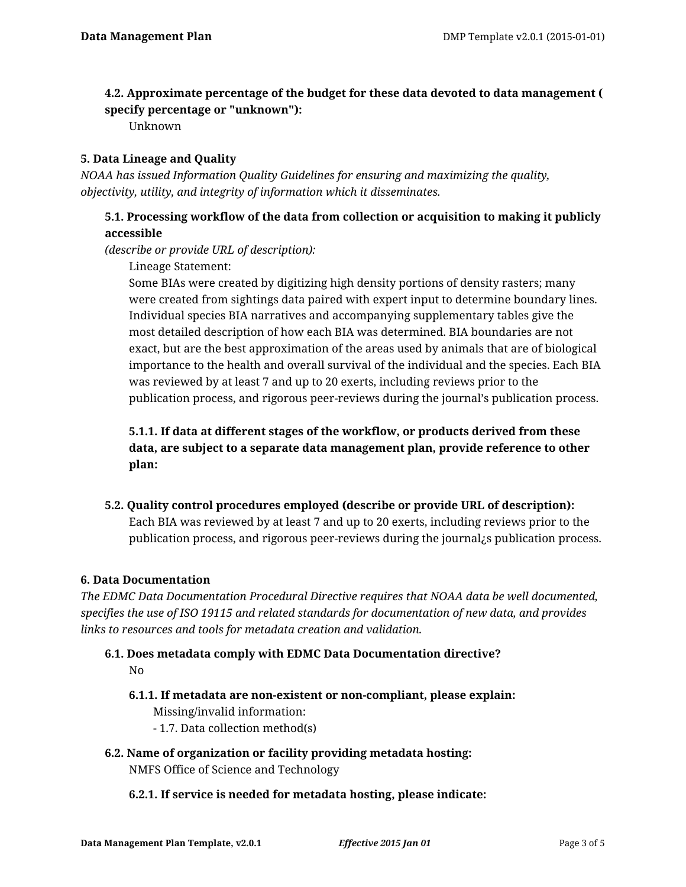**4.2. Approximate percentage of the budget for these data devoted to data management ( specify percentage or "unknown"):**

Unknown

**5. Data Lineage and Quality**

*NOAA has issued Information Quality Guidelines for ensuring and maximizing the quality, objectivity, utility, and integrity of information which it disseminates.*

**5.1. Processing workflow of the data from collection or acquisition to making it publicly accessible**

*(describe or provide URL of description):*

Lineage Statement:

Some BIAs were created by digitizing high density portions of density rasters; many were created from sightings data paired with expert input to determine boundary lines. Individual species BIA narratives and accompanying supplementary tables give the most detailed description of how each BIA was determined. BIA boundaries are not exact, but are the best approximation of the areas used by animals that are of biological importance to the health and overall survival of the individual and the species. Each BIA was reviewed by at least 7 and up to 20 exerts, including reviews prior to the publication process, and rigorous peer-reviews during the journal's publication process.

**5.1.1. If data at different stages of the workflow, or products derived from these data, are subject to a separate data management plan, provide reference to other plan:**

**5.2. Quality control procedures employed (describe or provide URL of description):**

Each BIA was reviewed by at least 7 and up to 20 exerts, including reviews prior to the publication process, and rigorous peer-reviews during the journal¿s publication process.

**6. Data Documentation**

*The EDMC Data Documentation Procedural Directive requires that NOAA data be well documented, specifies the use of ISO 19115 and related standards for documentation of new data, and provides links to resources and tools for metadata creation and validation.*

**6.1. Does metadata comply with EDMC Data Documentation directive?**

No

**6.1.1. If metadata are non-existent or non-compliant, please explain:**

Missing/invalid information:

- 1.7. Data collection method(s)

**6.2. Name of organization or facility providing metadata hosting:**

NMFS Office of Science and Technology

**6.2.1. If service is needed for metadata hosting, please indicate:**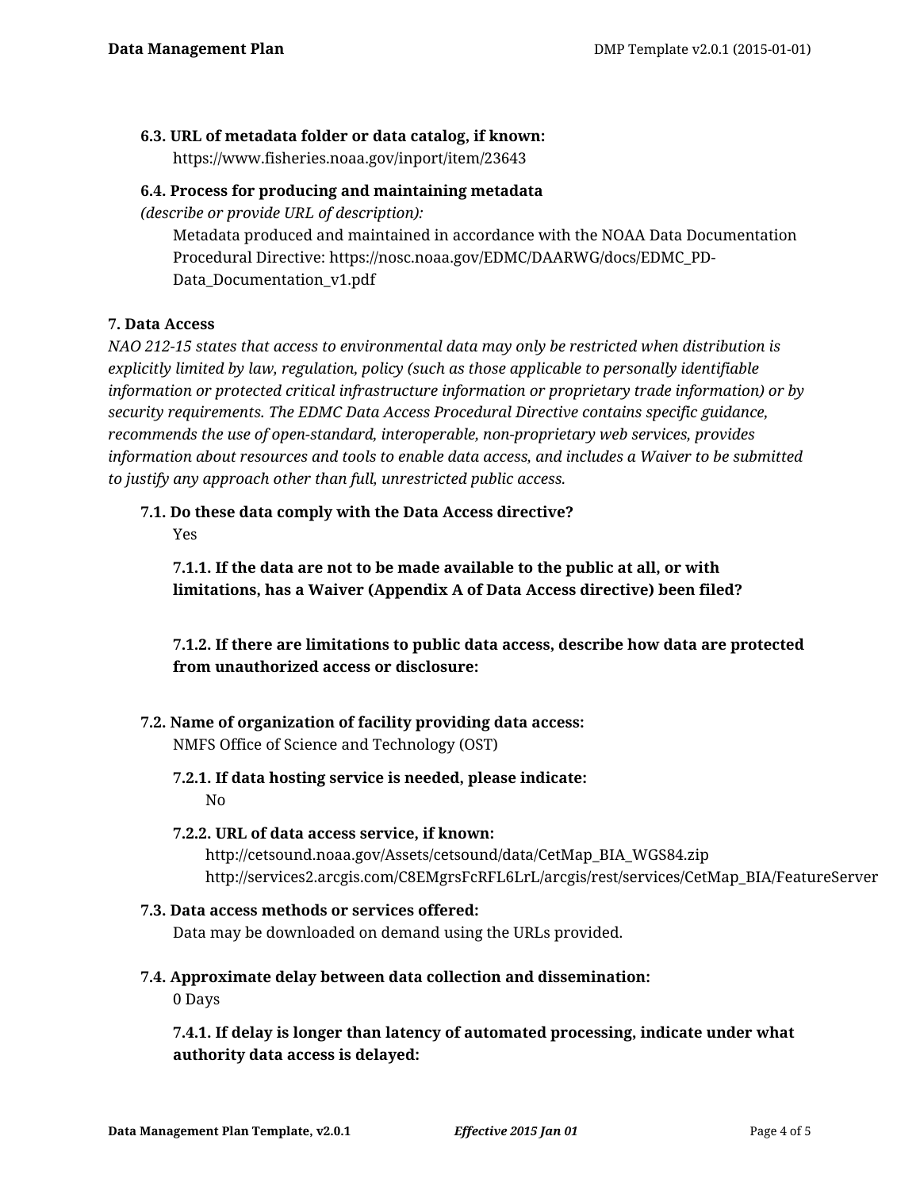**6.3. URL of metadata folder or data catalog, if known:**

https://www.fisheries.noaa.gov/inport/item/23643

**6.4. Process for producing and maintaining metadata**
*(describe or provide URL of description):*

Metadata produced and maintained in accordance with the NOAA Data Documentation Procedural Directive: https://nosc.noaa.gov/EDMC/DAARWG/docs/EDMC_PD-Data_Documentation_v1.pdf

**7. Data Access**

*NAO 212-15 states that access to environmental data may only be restricted when distribution is explicitly limited by law, regulation, policy (such as those applicable to personally identifiable information or protected critical infrastructure information or proprietary trade information) or by security requirements. The EDMC Data Access Procedural Directive contains specific guidance, recommends the use of open-standard, interoperable, non-proprietary web services, provides information about resources and tools to enable data access, and includes a Waiver to be submitted to justify any approach other than full, unrestricted public access.*

**7.1. Do these data comply with the Data Access directive?**

Yes

**7.1.1. If the data are not to be made available to the public at all, or with limitations, has a Waiver (Appendix A of Data Access directive) been filed?**

**7.1.2. If there are limitations to public data access, describe how data are protected from unauthorized access or disclosure:**

**7.2. Name of organization of facility providing data access:**

NMFS Office of Science and Technology (OST)

**7.2.1. If data hosting service is needed, please indicate:**

No

**7.2.2. URL of data access service, if known:**

http://cetsound.noaa.gov/Assets/cetsound/data/CetMap_BIA_WGS84.zip
http://services2.arcgis.com/C8EMgrsFcRFL6LrL/arcgis/rest/services/CetMap_BIA/FeatureServer

**7.3. Data access methods or services offered:**

Data may be downloaded on demand using the URLs provided.

**7.4. Approximate delay between data collection and dissemination:**

0 Days

**7.4.1. If delay is longer than latency of automated processing, indicate under what authority data access is delayed:**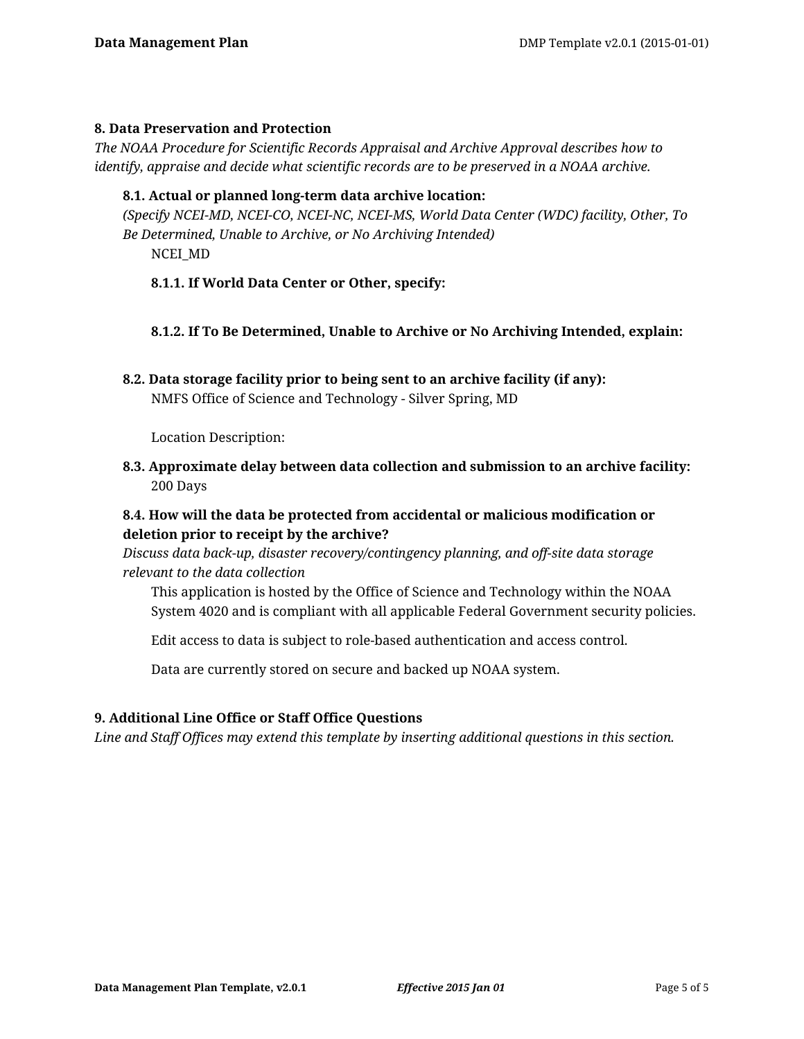### 8. Data Preservation and Protection

*The NOAA Procedure for Scientific Records Appraisal and Archive Approval describes how to identify, appraise and decide what scientific records are to be preserved in a NOAA archive.*

#### 8.1. Actual or planned long-term data archive location:

*(Specify NCEI-MD, NCEI-CO, NCEI-NC, NCEI-MS, World Data Center (WDC) facility, Other, To Be Determined, Unable to Archive, or No Archiving Intended)*

NCEI_MD

##### 8.1.1. If World Data Center or Other, specify:

##### 8.1.2. If To Be Determined, Unable to Archive or No Archiving Intended, explain:

#### 8.2. Data storage facility prior to being sent to an archive facility (if any):

NMFS Office of Science and Technology - Silver Spring, MD

Location Description:

#### 8.3. Approximate delay between data collection and submission to an archive facility:

200 Days

#### 8.4. How will the data be protected from accidental or malicious modification or deletion prior to receipt by the archive?

*Discuss data back-up, disaster recovery/contingency planning, and off-site data storage relevant to the data collection*

This application is hosted by the Office of Science and Technology within the NOAA System 4020 and is compliant with all applicable Federal Government security policies.

Edit access to data is subject to role-based authentication and access control.

Data are currently stored on secure and backed up NOAA system.

### 9. Additional Line Office or Staff Office Questions

*Line and Staff Offices may extend this template by inserting additional questions in this section.*